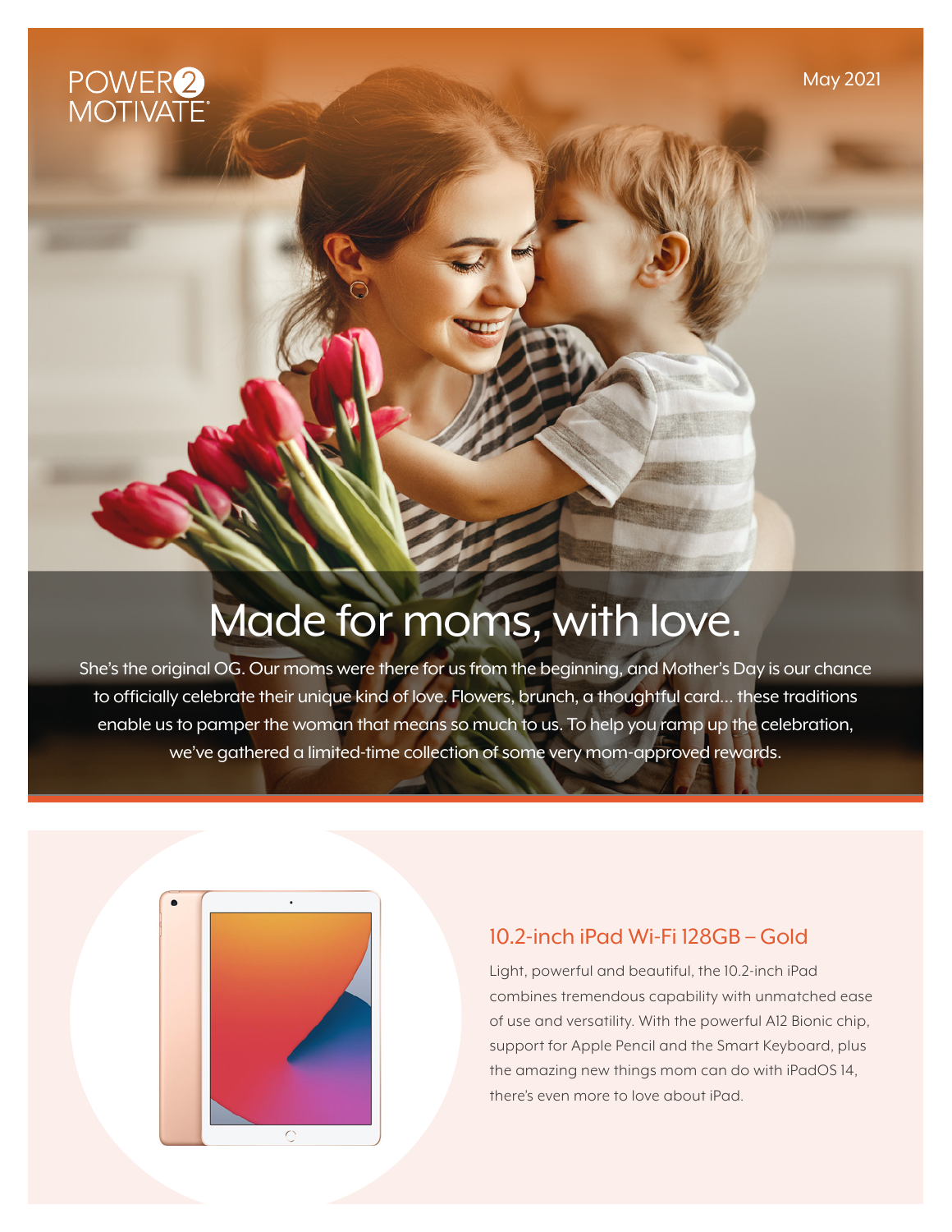POWER2 MOTIVATE®

May 2021

# Made for moms, with love.

She's the original OG. Our moms were there for us from the beginning, and Mother's Day is our chance to officially celebrate their unique kind of love. Flowers, brunch, a thoughtful card... these traditions enable us to pamper the woman that means so much to us. To help you ramp up the celebration, we've gathered a limited-time collection of some very mom-approved rewards.

## 10.2-inch iPad Wi-Fi 128GB – Gold

Light, powerful and beautiful, the 10.2-inch iPad combines tremendous capability with unmatched ease of use and versatility. With the powerful A12 Bionic chip, support for Apple Pencil and the Smart Keyboard, plus the amazing new things mom can do with iPadOS 14, there's even more to love about iPad.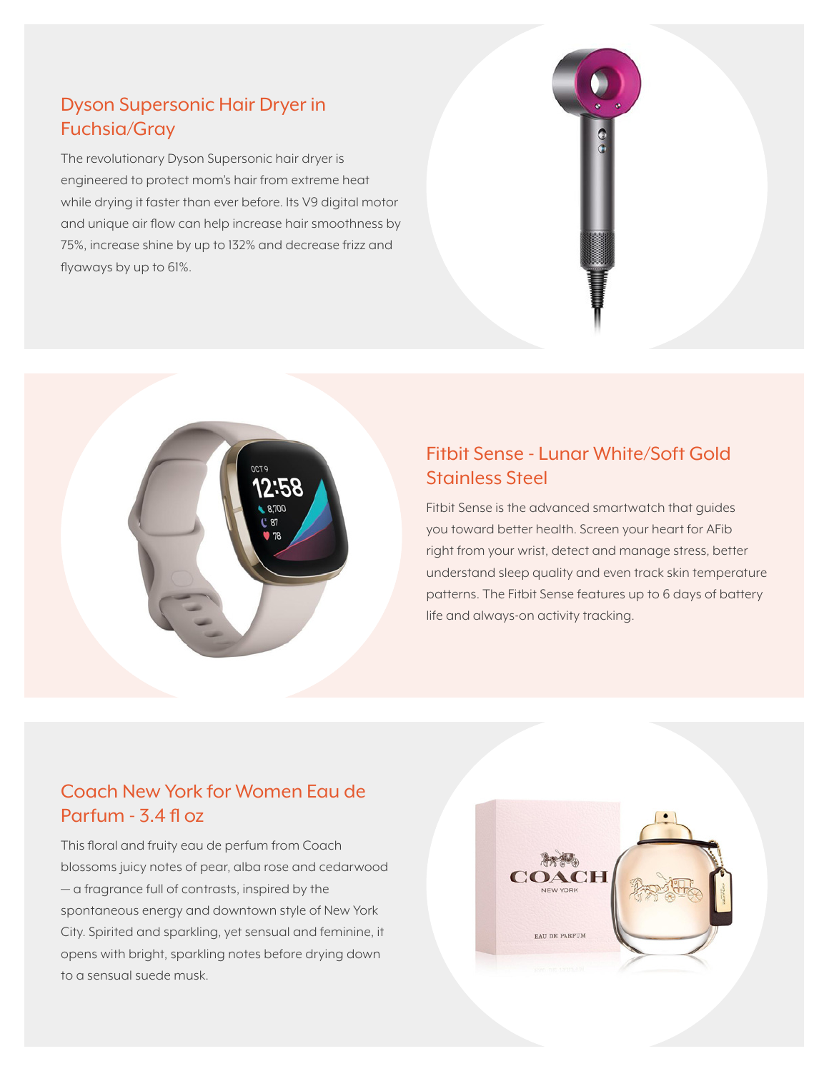## Dyson Supersonic Hair Dryer in Fuchsia/Gray

The revolutionary Dyson Supersonic hair dryer is engineered to protect mom's hair from extreme heat while drying it faster than ever before. Its V9 digital motor and unique air flow can help increase hair smoothness by 75%, increase shine by up to 132% and decrease frizz and flyaways by up to 61%.

## Fitbit Sense - Lunar White/Soft Gold Stainless Steel

Fitbit Sense is the advanced smartwatch that guides you toward better health. Screen your heart for AFib right from your wrist, detect and manage stress, better understand sleep quality and even track skin temperature patterns. The Fitbit Sense features up to 6 days of battery life and always-on activity tracking.

## Coach New York for Women Eau de Parfum - 3.4 fl oz

This floral and fruity eau de perfum from Coach blossoms juicy notes of pear, alba rose and cedarwood — a fragrance full of contrasts, inspired by the spontaneous energy and downtown style of New York City. Spirited and sparkling, yet sensual and feminine, it opens with bright, sparkling notes before drying down to a sensual suede musk.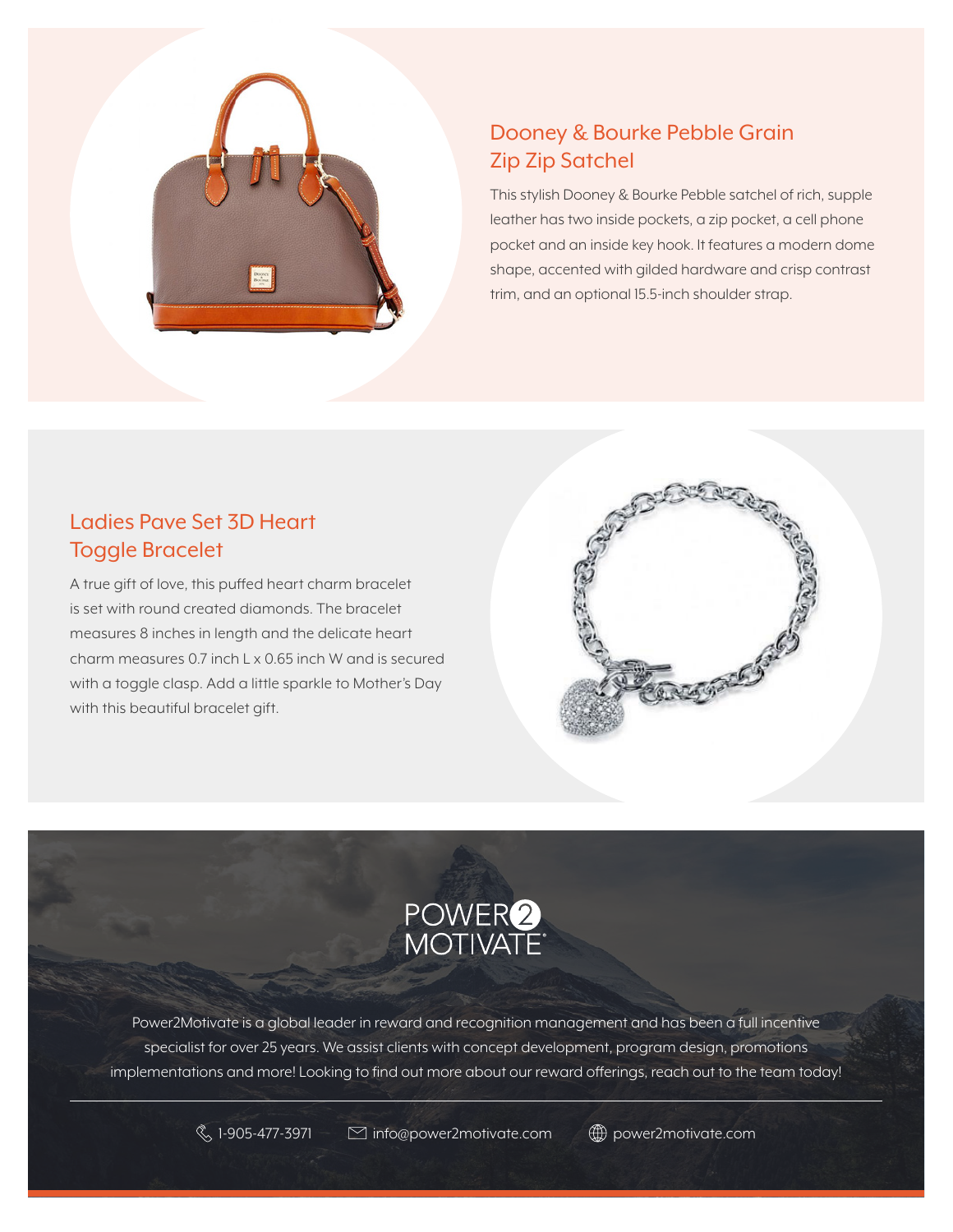## Dooney & Bourke Pebble Grain Zip Zip Satchel

This stylish Dooney & Bourke Pebble satchel of rich, supple leather has two inside pockets, a zip pocket, a cell phone pocket and an inside key hook. It features a modern dome shape, accented with gilded hardware and crisp contrast trim, and an optional 15.5-inch shoulder strap.

## Ladies Pave Set 3D Heart Toggle Bracelet

A true gift of love, this puffed heart charm bracelet is set with round created diamonds. The bracelet measures 8 inches in length and the delicate heart charm measures 0.7 inch L x 0.65 inch W and is secured with a toggle clasp. Add a little sparkle to Mother's Day with this beautiful bracelet gift.

POWER2 MOTIVATE

Power2Motivate is a global leader in reward and recognition management and has been a full incentive specialist for over 25 years. We assist clients with concept development, program design, promotions implementations and more! Looking to find out more about our reward offerings, reach out to the team today!

1-905-477-3971 | info@power2motivate.com | power2motivate.com